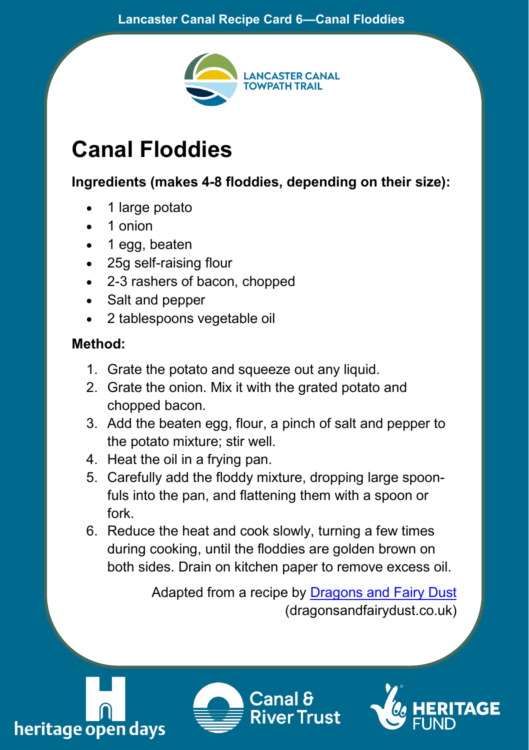Lancaster Canal Recipe Card 6—Canal Floddies

LANCASTER CANAL TOWPATH TRAIL

# Canal Floddies

**Ingredients (makes 4-8 floddies, depending on their size):**

- 1 large potato
- 1 onion
- 1 egg, beaten
- 25g self-raising flour
- 2-3 rashers of bacon, chopped
- Salt and pepper
- 2 tablespoons vegetable oil

**Method:**

1. Grate the potato and squeeze out any liquid.
2. Grate the onion. Mix it with the grated potato and chopped bacon.
3. Add the beaten egg, flour, a pinch of salt and pepper to the potato mixture; stir well.
4. Heat the oil in a frying pan.
5. Carefully add the floddy mixture, dropping large spoonfuls into the pan, and flattening them with a spoon or fork.
6. Reduce the heat and cook slowly, turning a few times during cooking, until the floddies are golden brown on both sides. Drain on kitchen paper to remove excess oil.

Adapted from a recipe by Dragons and Fairy Dust (dragonsandfairydust.co.uk)

heritage open days | Canal & River Trust | HERITAGE FUND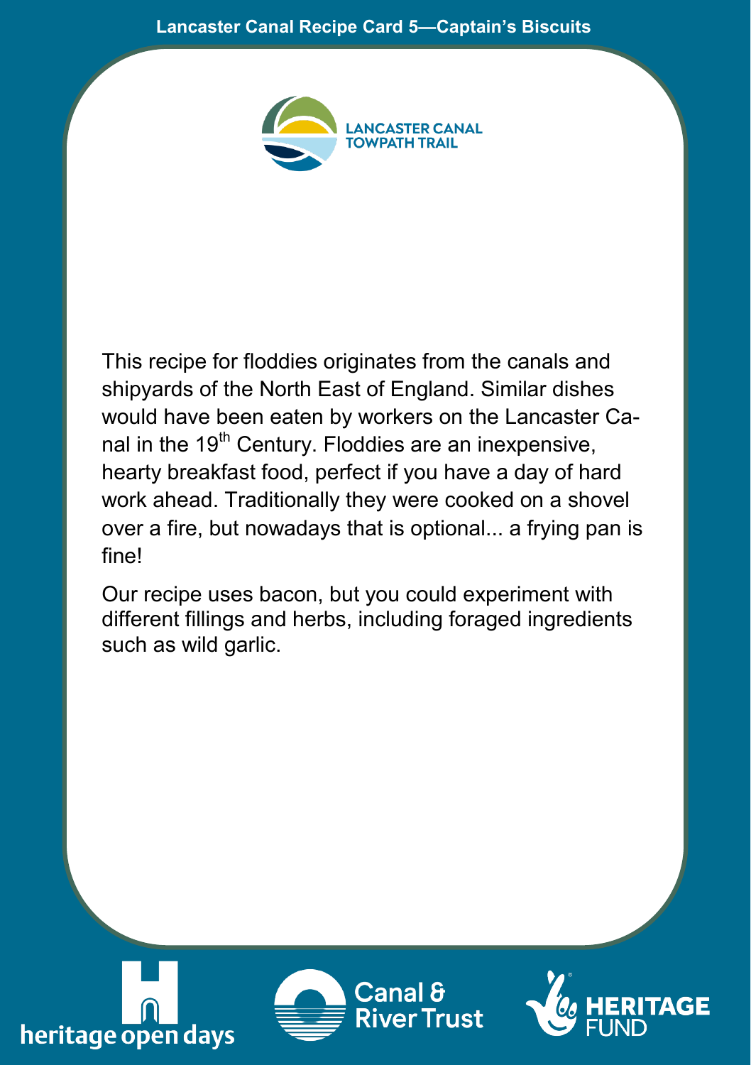# Lancaster Canal Recipe Card 5—Captain's Biscuits

LANCASTER CANAL TOWPATH TRAIL

This recipe for floddies originates from the canals and shipyards of the North East of England. Similar dishes would have been eaten by workers on the Lancaster Canal in the 19th Century. Floddies are an inexpensive, hearty breakfast food, perfect if you have a day of hard work ahead. Traditionally they were cooked on a shovel over a fire, but nowadays that is optional... a frying pan is fine!

Our recipe uses bacon, but you could experiment with different fillings and herbs, including foraged ingredients such as wild garlic.

heritage open days

Canal & River Trust

HERITAGE FUND